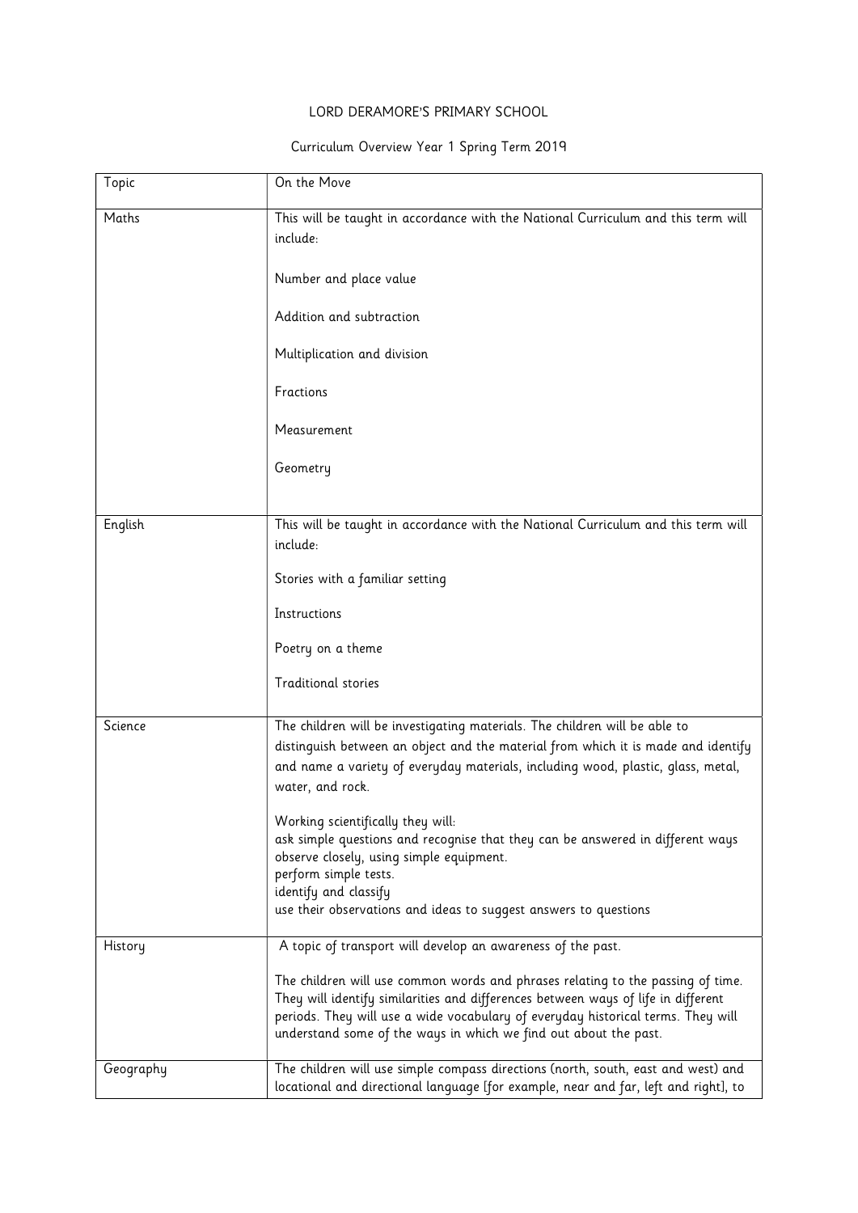LORD DERAMORE'S PRIMARY SCHOOL

Curriculum Overview Year 1 Spring Term 2019

| | |
|---|---|
| Topic | On the Move |
| Maths | This will be taught in accordance with the National Curriculum and this term will include:<br><br>Number and place value<br><br>Addition and subtraction<br><br>Multiplication and division<br><br>Fractions<br><br>Measurement<br><br>Geometry |
| English | This will be taught in accordance with the National Curriculum and this term will include:<br><br>Stories with a familiar setting<br><br>Instructions<br><br>Poetry on a theme<br><br>Traditional stories |
| Science | The children will be investigating materials. The children will be able to distinguish between an object and the material from which it is made and identify and name a variety of everyday materials, including wood, plastic, glass, metal, water, and rock.<br><br>Working scientifically they will:<br>ask simple questions and recognise that they can be answered in different ways<br>observe closely, using simple equipment.<br>perform simple tests.<br>identify and classify<br>use their observations and ideas to suggest answers to questions |
| History | A topic of transport will develop an awareness of the past.<br><br>The children will use common words and phrases relating to the passing of time. They will identify similarities and differences between ways of life in different periods. They will use a wide vocabulary of everyday historical terms. They will understand some of the ways in which we find out about the past. |
| Geography | The children will use simple compass directions (north, south, east and west) and locational and directional language [for example, near and far, left and right], to |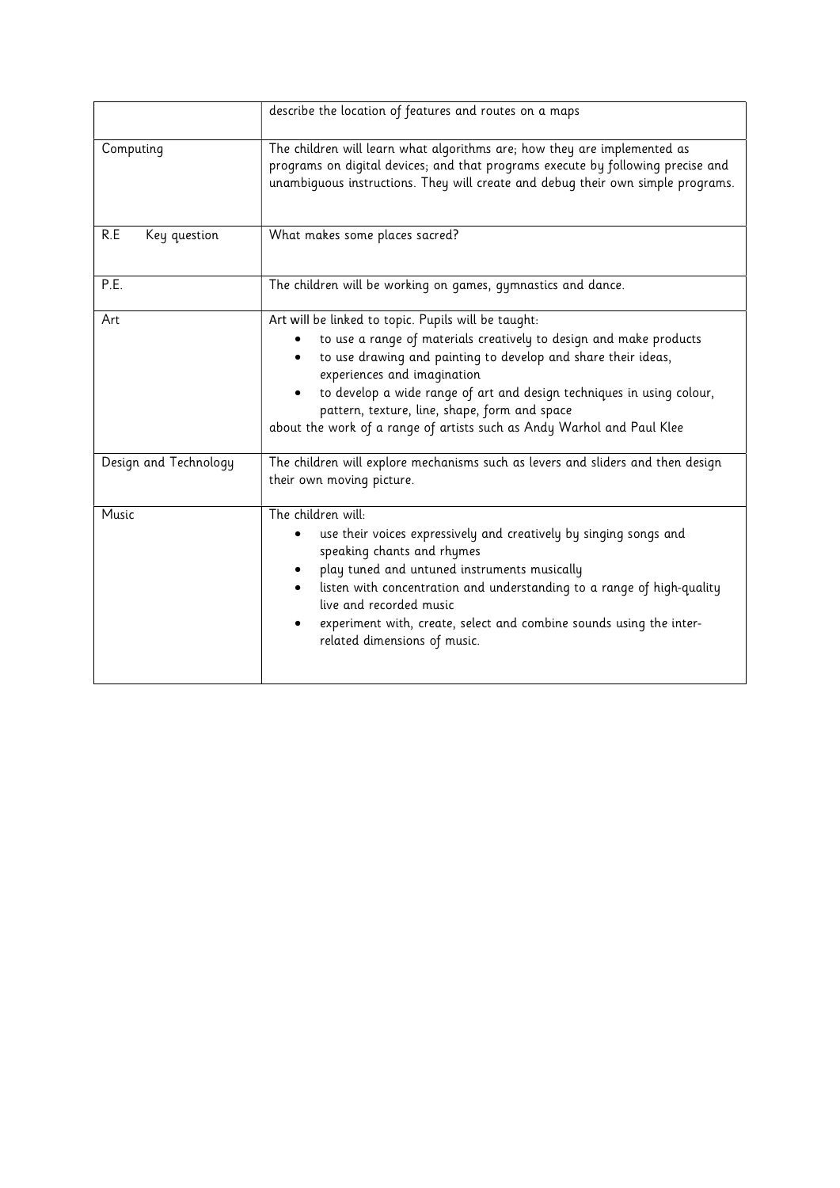| | |
|---|---|
| | describe the location of features and routes on a maps |
| Computing | The children will learn what algorithms are; how they are implemented as programs on digital devices; and that programs execute by following precise and unambiguous instructions. They will create and debug their own simple programs. |
| R.E Key question | What makes some places sacred? |
| P.E. | The children will be working on games, gymnastics and dance. |
| Art | Art will be linked to topic. Pupils will be taught:<br>• to use a range of materials creatively to design and make products<br>• to use drawing and painting to develop and share their ideas, experiences and imagination<br>• to develop a wide range of art and design techniques in using colour, pattern, texture, line, shape, form and space<br>about the work of a range of artists such as Andy Warhol and Paul Klee |
| Design and Technology | The children will explore mechanisms such as levers and sliders and then design their own moving picture. |
| Music | The children will:<br>• use their voices expressively and creatively by singing songs and speaking chants and rhymes<br>• play tuned and untuned instruments musically<br>• listen with concentration and understanding to a range of high-quality live and recorded music<br>• experiment with, create, select and combine sounds using the inter-related dimensions of music. |